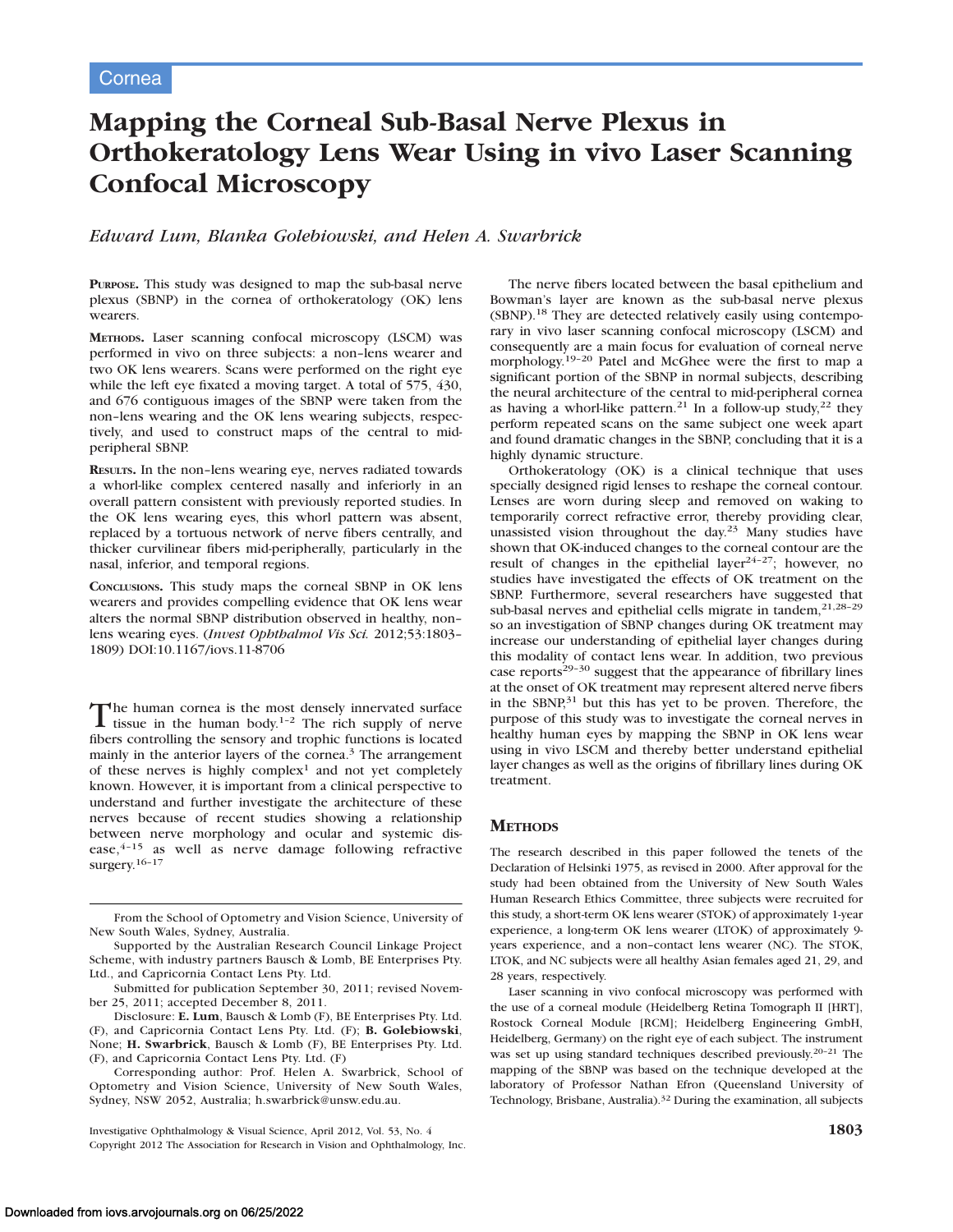Cornea

# Mapping the Corneal Sub-Basal Nerve Plexus in Orthokeratology Lens Wear Using in vivo Laser Scanning Confocal Microscopy

*Edward Lum, Blanka Golebiowski, and Helen A. Swarbrick*

**Purpose.** This study was designed to map the sub-basal nerve plexus (SBNP) in the cornea of orthokeratology (OK) lens wearers.

**Methods.** Laser scanning confocal microscopy (LSCM) was performed in vivo on three subjects: a non–lens wearer and two OK lens wearers. Scans were performed on the right eye while the left eye fixated a moving target. A total of 575, 430, and 676 contiguous images of the SBNP were taken from the non–lens wearing and the OK lens wearing subjects, respectively, and used to construct maps of the central to mid-peripheral SBNP.

**Results.** In the non–lens wearing eye, nerves radiated towards a whorl-like complex centered nasally and inferiorly in an overall pattern consistent with previously reported studies. In the OK lens wearing eyes, this whorl pattern was absent, replaced by a tortuous network of nerve fibers centrally, and thicker curvilinear fibers mid-peripherally, particularly in the nasal, inferior, and temporal regions.

**Conclusions.** This study maps the corneal SBNP in OK lens wearers and provides compelling evidence that OK lens wear alters the normal SBNP distribution observed in healthy, non–lens wearing eyes. (*Invest Ophthalmol Vis Sci.* 2012;53:1803–1809) DOI:10.1167/iovs.11-8706

The human cornea is the most densely innervated surface tissue in the human body.[1–2] The rich supply of nerve fibers controlling the sensory and trophic functions is located mainly in the anterior layers of the cornea.[3] The arrangement of these nerves is highly complex[1] and not yet completely known. However, it is important from a clinical perspective to understand and further investigate the architecture of these nerves because of recent studies showing a relationship between nerve morphology and ocular and systemic disease,[4–15] as well as nerve damage following refractive surgery.[16–17]

From the School of Optometry and Vision Science, University of New South Wales, Sydney, Australia.

Supported by the Australian Research Council Linkage Project Scheme, with industry partners Bausch & Lomb, BE Enterprises Pty. Ltd., and Capricornia Contact Lens Pty. Ltd.

Submitted for publication September 30, 2011; revised November 25, 2011; accepted December 8, 2011.

Disclosure: **E. Lum**, Bausch & Lomb (F), BE Enterprises Pty. Ltd. (F), and Capricornia Contact Lens Pty. Ltd. (F); **B. Golebiowski**, None; **H. Swarbrick**, Bausch & Lomb (F), BE Enterprises Pty. Ltd. (F), and Capricornia Contact Lens Pty. Ltd. (F)

Corresponding author: Prof. Helen A. Swarbrick, School of Optometry and Vision Science, University of New South Wales, Sydney, NSW 2052, Australia; h.swarbrick@unsw.edu.au.

The nerve fibers located between the basal epithelium and Bowman's layer are known as the sub-basal nerve plexus (SBNP).[18] They are detected relatively easily using contemporary in vivo laser scanning confocal microscopy (LSCM) and consequently are a main focus for evaluation of corneal nerve morphology.[19–20] Patel and McGhee were the first to map a significant portion of the SBNP in normal subjects, describing the neural architecture of the central to mid-peripheral cornea as having a whorl-like pattern.[21] In a follow-up study,[22] they perform repeated scans on the same subject one week apart and found dramatic changes in the SBNP, concluding that it is a highly dynamic structure.

Orthokeratology (OK) is a clinical technique that uses specially designed rigid lenses to reshape the corneal contour. Lenses are worn during sleep and removed on waking to temporarily correct refractive error, thereby providing clear, unassisted vision throughout the day.[23] Many studies have shown that OK-induced changes to the corneal contour are the result of changes in the epithelial layer[24–27]; however, no studies have investigated the effects of OK treatment on the SBNP. Furthermore, several researchers have suggested that sub-basal nerves and epithelial cells migrate in tandem,[21,28–29] so an investigation of SBNP changes during OK treatment may increase our understanding of epithelial layer changes during this modality of contact lens wear. In addition, two previous case reports[29–30] suggest that the appearance of fibrillary lines at the onset of OK treatment may represent altered nerve fibers in the SBNP,[31] but this has yet to be proven. Therefore, the purpose of this study was to investigate the corneal nerves in healthy human eyes by mapping the SBNP in OK lens wear using in vivo LSCM and thereby better understand epithelial layer changes as well as the origins of fibrillary lines during OK treatment.

## Methods

The research described in this paper followed the tenets of the Declaration of Helsinki 1975, as revised in 2000. After approval for the study had been obtained from the University of New South Wales Human Research Ethics Committee, three subjects were recruited for this study, a short-term OK lens wearer (STOK) of approximately 1-year experience, a long-term OK lens wearer (LTOK) of approximately 9-years experience, and a non–contact lens wearer (NC). The STOK, LTOK, and NC subjects were all healthy Asian females aged 21, 29, and 28 years, respectively.

Laser scanning in vivo confocal microscopy was performed with the use of a corneal module (Heidelberg Retina Tomograph II [HRT], Rostock Corneal Module [RCM]; Heidelberg Engineering GmbH, Heidelberg, Germany) on the right eye of each subject. The instrument was set up using standard techniques described previously.[20–21] The mapping of the SBNP was based on the technique developed at the laboratory of Professor Nathan Efron (Queensland University of Technology, Brisbane, Australia).[32] During the examination, all subjects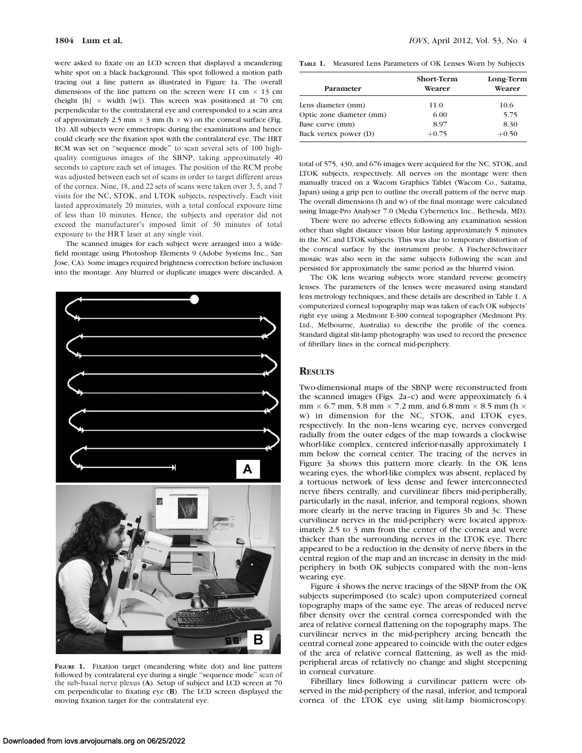were asked to fixate on an LCD screen that displayed a meandering white spot on a black background. This spot followed a motion path tracing out a line pattern as illustrated in Figure 1a. The overall dimensions of the line pattern on the screen were 11 cm × 13 cm (height [h] × width [w]). This screen was positioned at 70 cm perpendicular to the contralateral eye and corresponded to a scan area of approximately 2.5 mm × 3 mm (h × w) on the corneal surface (Fig. 1b). All subjects were emmetropic during the examinations and hence could clearly see the fixation spot with the contralateral eye. The HRT RCM was set on "sequence mode" to scan several sets of 100 high-quality contiguous images of the SBNP, taking approximately 40 seconds to capture each set of images. The position of the RCM probe was adjusted between each set of scans in order to target different areas of the cornea. Nine, 18, and 22 sets of scans were taken over 3, 5, and 7 visits for the NC, STOK, and LTOK subjects, respectively. Each visit lasted approximately 20 minutes, with a total confocal exposure time of less than 10 minutes. Hence, the subjects and operator did not exceed the manufacturer's imposed limit of 50 minutes of total exposure to the HRT laser at any single visit.

The scanned images for each subject were arranged into a wide-field montage using Photoshop Elements 9 (Adobe Systems Inc., San Jose, CA). Some images required brightness correction before inclusion into the montage. Any blurred or duplicate images were discarded. A total of 575, 430, and 676 images were acquired for the NC, STOK, and LTOK subjects, respectively. All nerves on the montage were then manually traced on a Wacom Graphics Tablet (Wacom Co., Saitama, Japan) using a grip pen to outline the overall pattern of the nerve map. The overall dimensions (h and w) of the final montage were calculated using Image-Pro Analyser 7.0 (Media Cybernetics Inc., Bethesda, MD).

There were no adverse effects following any examination session other than slight distance vision blur lasting approximately 5 minutes in the NC and LTOK subjects. This was due to temporary distortion of the corneal surface by the instrument probe. A Fischer-Schweitzer mosaic was also seen in the same subjects following the scan and persisted for approximately the same period as the blurred vision.

The OK lens wearing subjects wore standard reverse geometry lenses. The parameters of the lenses were measured using standard lens metrology techniques, and these details are described in Table 1. A computerized corneal topography map was taken of each OK subjects' right eye using a Medmont E-300 corneal topographer (Medmont Pty. Ltd., Melbourne, Australia) to describe the profile of the cornea. Standard digital slit-lamp photography was used to record the presence of fibrillary lines in the corneal mid-periphery.

**Table 1.** Measured Lens Parameters of OK Lenses Worn by Subjects

| Parameter | Short-Term Wearer | Long-Term Wearer |
|---|---|---|
| Lens diameter (mm) | 11.0 | 10.6 |
| Optic zone diameter (mm) | 6.00 | 5.75 |
| Base curve (mm) | 8.97 | 8.30 |
| Back vertex power (D) | +0.75 | +0.50 |

A

B

**Figure 1.** Fixation target (meandering white dot) and line pattern followed by contralateral eye during a single "sequence mode" scan of the sub-basal nerve plexus (**A**). Setup of subject and LCD screen at 70 cm perpendicular to fixating eye (**B**). The LCD screen displayed the moving fixation target for the contralateral eye.

## Results

Two-dimensional maps of the SBNP were reconstructed from the scanned images (Figs. 2a–c) and were approximately 6.4 mm × 6.7 mm, 5.8 mm × 7.2 mm, and 6.8 mm × 8.5 mm (h × w) in dimension for the NC, STOK, and LTOK eyes, respectively. In the non–lens wearing eye, nerves converged radially from the outer edges of the map towards a clockwise whorl-like complex, centered inferior-nasally approximately 1 mm below the corneal center. The tracing of the nerves in Figure 3a shows this pattern more clearly. In the OK lens wearing eyes, the whorl-like complex was absent, replaced by a tortuous network of less dense and fewer interconnected nerve fibers centrally, and curvilinear fibers mid-peripherally, particularly in the nasal, inferior, and temporal regions, shown more clearly in the nerve tracing in Figures 3b and 3c. These curvilinear nerves in the mid-periphery were located approximately 2.5 to 3 mm from the center of the cornea and were thicker than the surrounding nerves in the LTOK eye. There appeared to be a reduction in the density of nerve fibers in the central region of the map and an increase in density in the mid-periphery in both OK subjects compared with the non–lens wearing eye.

Figure 4 shows the nerve tracings of the SBNP from the OK subjects superimposed (to scale) upon computerized corneal topography maps of the same eye. The areas of reduced nerve fiber density over the central cornea corresponded with the area of relative corneal flattening on the topography maps. The curvilinear nerves in the mid-periphery arcing beneath the central corneal zone appeared to coincide with the outer edges of the area of relative corneal flattening, as well as the mid-peripheral areas of relatively no change and slight steepening in corneal curvature.

Fibrillary lines following a curvilinear pattern were observed in the mid-periphery of the nasal, inferior, and temporal cornea of the LTOK eye using slit-lamp biomicroscopy.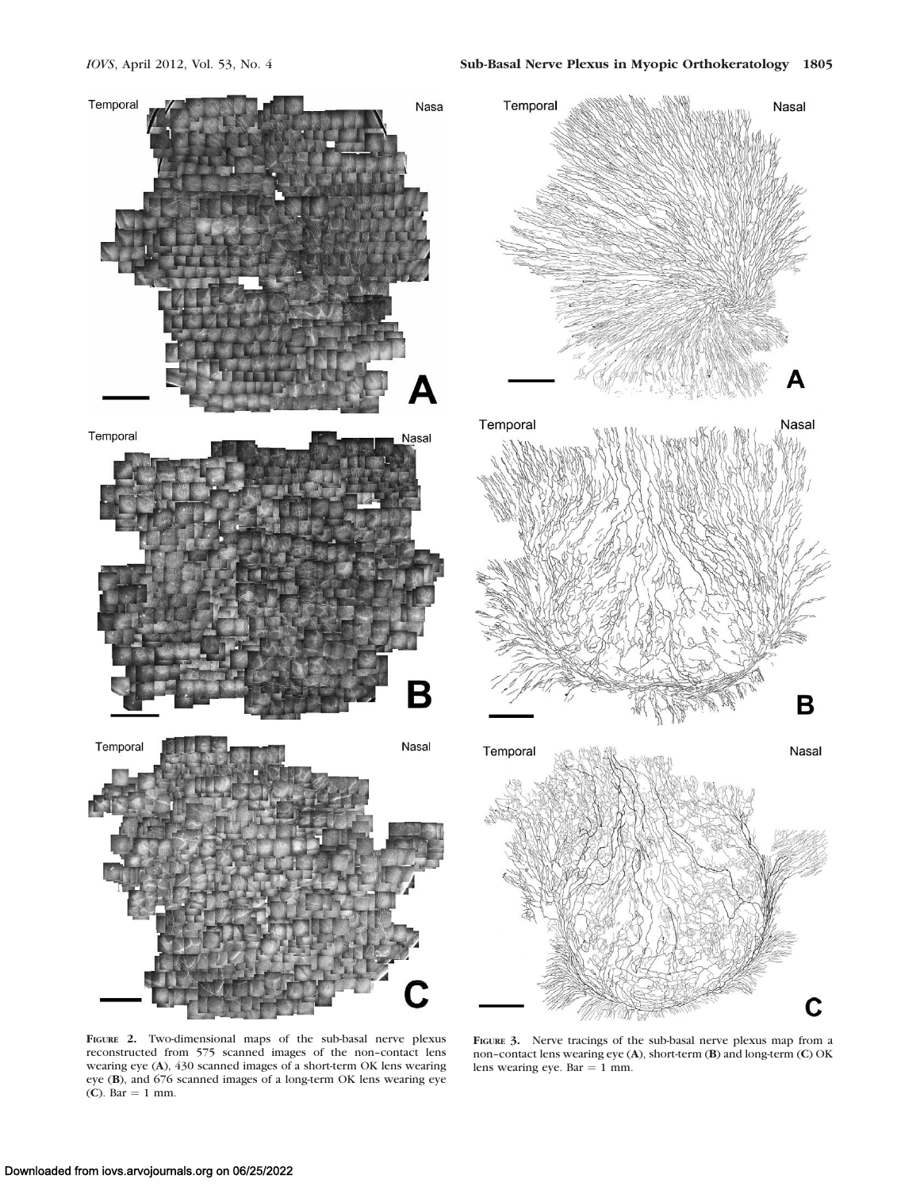Temporal

Nasa

A

Temporal

Nasal

B

Temporal

Nasal

C

**FIGURE 2.** Two-dimensional maps of the sub-basal nerve plexus reconstructed from 575 scanned images of the non–contact lens wearing eye (**A**), 430 scanned images of a short-term OK lens wearing eye (**B**), and 676 scanned images of a long-term OK lens wearing eye (**C**). Bar = 1 mm.

Temporal

Nasal

A

Temporal

Nasal

B

Temporal

Nasal

C

**FIGURE 3.** Nerve tracings of the sub-basal nerve plexus map from a non–contact lens wearing eye (**A**), short-term (**B**) and long-term (**C**) OK lens wearing eye. Bar = 1 mm.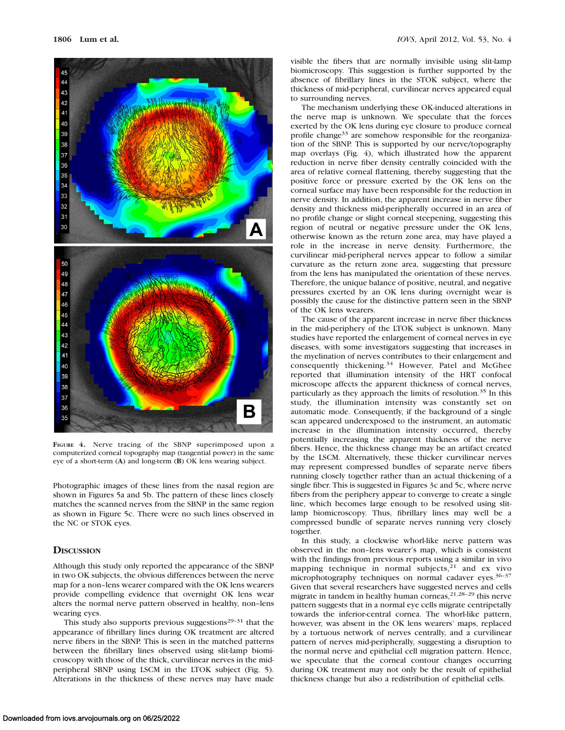45
44
43
42
41
40
39
38
37
36
35
34
33
32
31
30
A

50
49
48
47
46
45
44
43
42
41
40
39
38
37
36
35
B

**Figure 4.** Nerve tracing of the SBNP superimposed upon a computerized corneal topography map (tangential power) in the same eye of a short-term (**A**) and long-term (**B**) OK lens wearing subject.

Photographic images of these lines from the nasal region are shown in Figures 5a and 5b. The pattern of these lines closely matches the scanned nerves from the SBNP in the same region as shown in Figure 5c. There were no such lines observed in the NC or STOK eyes.

## Discussion

Although this study only reported the appearance of the SBNP in two OK subjects, the obvious differences between the nerve map for a non–lens wearer compared with the OK lens wearers provide compelling evidence that overnight OK lens wear alters the normal nerve pattern observed in healthy, non–lens wearing eyes.

This study also supports previous suggestions[29–31] that the appearance of fibrillary lines during OK treatment are altered nerve fibers in the SBNP. This is seen in the matched patterns between the fibrillary lines observed using slit-lamp biomicroscopy with those of the thick, curvilinear nerves in the mid-peripheral SBNP using LSCM in the LTOK subject (Fig. 5). Alterations in the thickness of these nerves may have made visible the fibers that are normally invisible using slit-lamp biomicroscopy. This suggestion is further supported by the absence of fibrillary lines in the STOK subject, where the thickness of mid-peripheral, curvilinear nerves appeared equal to surrounding nerves.

The mechanism underlying these OK-induced alterations in the nerve map is unknown. We speculate that the forces exerted by the OK lens during eye closure to produce corneal profile change[33] are somehow responsible for the reorganization of the SBNP. This is supported by our nerve/topography map overlays (Fig. 4), which illustrated how the apparent reduction in nerve fiber density centrally coincided with the area of relative corneal flattening, thereby suggesting that the positive force or pressure exerted by the OK lens on the corneal surface may have been responsible for the reduction in nerve density. In addition, the apparent increase in nerve fiber density and thickness mid-peripherally occurred in an area of no profile change or slight corneal steepening, suggesting this region of neutral or negative pressure under the OK lens, otherwise known as the return zone area, may have played a role in the increase in nerve density. Furthermore, the curvilinear mid-peripheral nerves appear to follow a similar curvature as the return zone area, suggesting that pressure from the lens has manipulated the orientation of these nerves. Therefore, the unique balance of positive, neutral, and negative pressures exerted by an OK lens during overnight wear is possibly the cause for the distinctive pattern seen in the SBNP of the OK lens wearers.

The cause of the apparent increase in nerve fiber thickness in the mid-periphery of the LTOK subject is unknown. Many studies have reported the enlargement of corneal nerves in eye diseases, with some investigators suggesting that increases in the myelination of nerves contributes to their enlargement and consequently thickening.[34] However, Patel and McGhee reported that illumination intensity of the HRT confocal microscope affects the apparent thickness of corneal nerves, particularly as they approach the limits of resolution.[35] In this study, the illumination intensity was constantly set on automatic mode. Consequently, if the background of a single scan appeared underexposed to the instrument, an automatic increase in the illumination intensity occurred, thereby potentially increasing the apparent thickness of the nerve fibers. Hence, the thickness change may be an artifact created by the LSCM. Alternatively, these thicker curvilinear nerves may represent compressed bundles of separate nerve fibers running closely together rather than an actual thickening of a single fiber. This is suggested in Figures 3c and 5c, where nerve fibers from the periphery appear to converge to create a single line, which becomes large enough to be resolved using slit-lamp biomicroscopy. Thus, fibrillary lines may well be a compressed bundle of separate nerves running very closely together.

In this study, a clockwise whorl-like nerve pattern was observed in the non–lens wearer's map, which is consistent with the findings from previous reports using a similar in vivo mapping technique in normal subjects,[21] and ex vivo microphotography techniques on normal cadaver eyes.[36–37] Given that several researchers have suggested nerves and cells migrate in tandem in healthy human corneas,[21,28–29] this nerve pattern suggests that in a normal eye cells migrate centripetally towards the inferior-central cornea. The whorl-like pattern, however, was absent in the OK lens wearers' maps, replaced by a tortuous network of nerves centrally, and a curvilinear pattern of nerves mid-peripherally, suggesting a disruption to the normal nerve and epithelial cell migration pattern. Hence, we speculate that the corneal contour changes occurring during OK treatment may not only be the result of epithelial thickness change but also a redistribution of epithelial cells.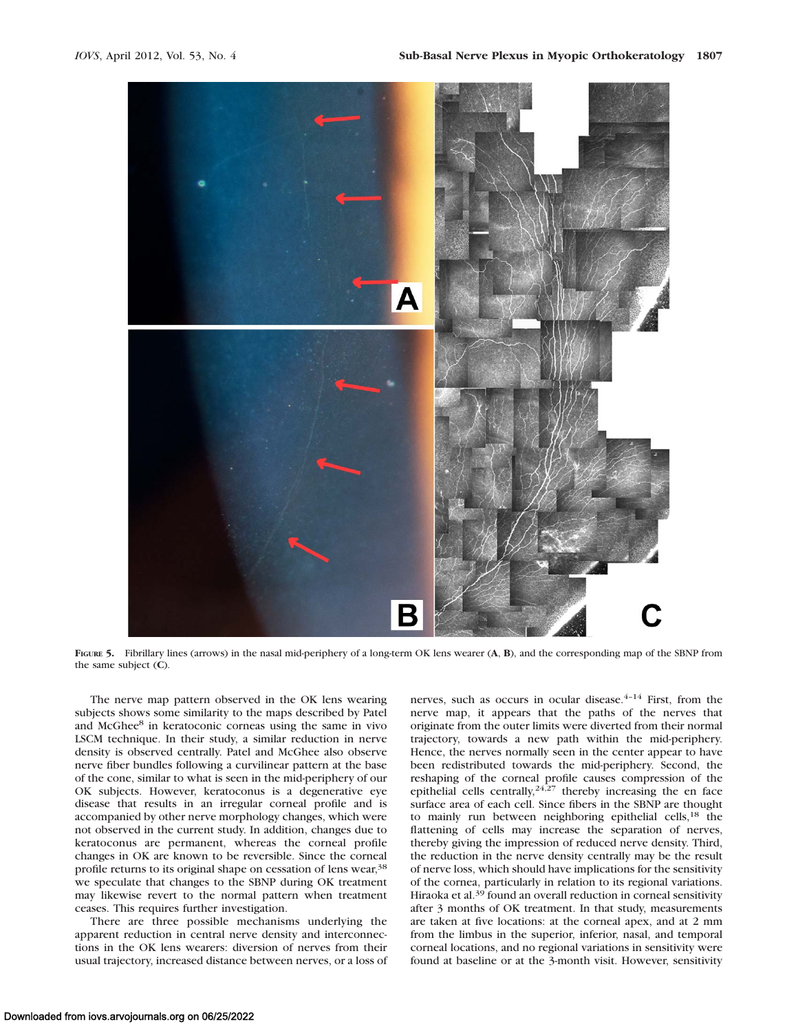FIGURE 5. Fibrillary lines (arrows) in the nasal mid-periphery of a long-term OK lens wearer (**A**, **B**), and the corresponding map of the SBNP from the same subject (**C**).

The nerve map pattern observed in the OK lens wearing subjects shows some similarity to the maps described by Patel and McGhee[8] in keratoconic corneas using the same in vivo LSCM technique. In their study, a similar reduction in nerve density is observed centrally. Patel and McGhee also observe nerve fiber bundles following a curvilinear pattern at the base of the cone, similar to what is seen in the mid-periphery of our OK subjects. However, keratoconus is a degenerative eye disease that results in an irregular corneal profile and is accompanied by other nerve morphology changes, which were not observed in the current study. In addition, changes due to keratoconus are permanent, whereas the corneal profile changes in OK are known to be reversible. Since the corneal profile returns to its original shape on cessation of lens wear,[38] we speculate that changes to the SBNP during OK treatment may likewise revert to the normal pattern when treatment ceases. This requires further investigation.

There are three possible mechanisms underlying the apparent reduction in central nerve density and interconnections in the OK lens wearers: diversion of nerves from their usual trajectory, increased distance between nerves, or a loss of nerves, such as occurs in ocular disease.[4–14] First, from the nerve map, it appears that the paths of the nerves that originate from the outer limits were diverted from their normal trajectory, towards a new path within the mid-periphery. Hence, the nerves normally seen in the center appear to have been redistributed towards the mid-periphery. Second, the reshaping of the corneal profile causes compression of the epithelial cells centrally,[24,27] thereby increasing the en face surface area of each cell. Since fibers in the SBNP are thought to mainly run between neighboring epithelial cells,[18] the flattening of cells may increase the separation of nerves, thereby giving the impression of reduced nerve density. Third, the reduction in the nerve density centrally may be the result of nerve loss, which should have implications for the sensitivity of the cornea, particularly in relation to its regional variations. Hiraoka et al.[39] found an overall reduction in corneal sensitivity after 3 months of OK treatment. In that study, measurements are taken at five locations: at the corneal apex, and at 2 mm from the limbus in the superior, inferior, nasal, and temporal corneal locations, and no regional variations in sensitivity were found at baseline or at the 3-month visit. However, sensitivity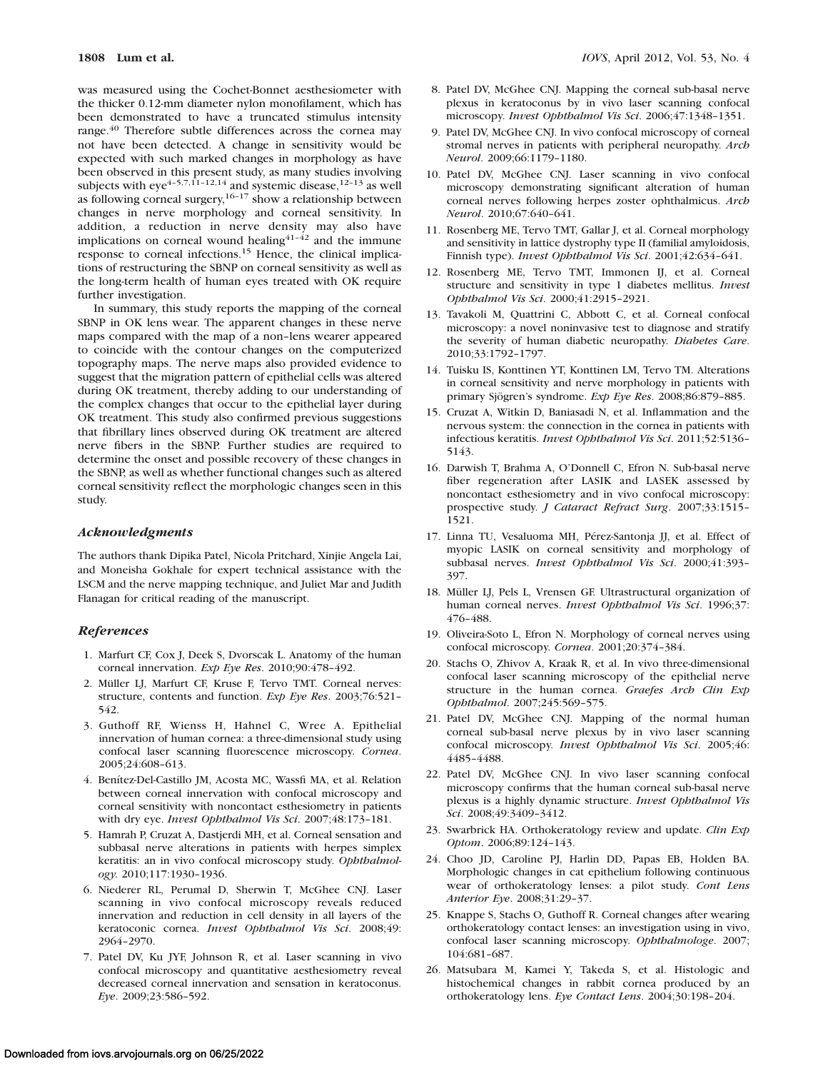was measured using the Cochet-Bonnet aesthesiometer with the thicker 0.12-mm diameter nylon monofilament, which has been demonstrated to have a truncated stimulus intensity range.[40] Therefore subtle differences across the cornea may not have been detected. A change in sensitivity would be expected with such marked changes in morphology as have been observed in this present study, as many studies involving subjects with eye[4–5,7,11–12,14] and systemic disease,[12–13] as well as following corneal surgery,[16–17] show a relationship between changes in nerve morphology and corneal sensitivity. In addition, a reduction in nerve density may also have implications on corneal wound healing[41–42] and the immune response to corneal infections.[15] Hence, the clinical implications of restructuring the SBNP on corneal sensitivity as well as the long-term health of human eyes treated with OK require further investigation.

In summary, this study reports the mapping of the corneal SBNP in OK lens wear. The apparent changes in these nerve maps compared with the map of a non–lens wearer appeared to coincide with the contour changes on the computerized topography maps. The nerve maps also provided evidence to suggest that the migration pattern of epithelial cells was altered during OK treatment, thereby adding to our understanding of the complex changes that occur to the epithelial layer during OK treatment. This study also confirmed previous suggestions that fibrillary lines observed during OK treatment are altered nerve fibers in the SBNP. Further studies are required to determine the onset and possible recovery of these changes in the SBNP, as well as whether functional changes such as altered corneal sensitivity reflect the morphologic changes seen in this study.

### *Acknowledgments*

The authors thank Dipika Patel, Nicola Pritchard, Xinjie Angela Lai, and Moneisha Gokhale for expert technical assistance with the LSCM and the nerve mapping technique, and Juliet Mar and Judith Flanagan for critical reading of the manuscript.

### *References*

1. Marfurt CF, Cox J, Deek S, Dvorscak L. Anatomy of the human corneal innervation. *Exp Eye Res*. 2010;90:478–492.
2. Müller LJ, Marfurt CF, Kruse F, Tervo TMT. Corneal nerves: structure, contents and function. *Exp Eye Res*. 2003;76:521–542.
3. Guthoff RF, Wienss H, Hahnel C, Wree A. Epithelial innervation of human cornea: a three-dimensional study using confocal laser scanning fluorescence microscopy. *Cornea*. 2005;24:608–613.
4. Benítez-Del-Castillo JM, Acosta MC, Wassfi MA, et al. Relation between corneal innervation with confocal microscopy and corneal sensitivity with noncontact esthesiometry in patients with dry eye. *Invest Ophthalmol Vis Sci*. 2007;48:173–181.
5. Hamrah P, Cruzat A, Dastjerdi MH, et al. Corneal sensation and subbasal nerve alterations in patients with herpes simplex keratitis: an in vivo confocal microscopy study. *Ophthalmology.* 2010;117:1930–1936.
6. Niederer RL, Perumal D, Sherwin T, McGhee CNJ. Laser scanning in vivo confocal microscopy reveals reduced innervation and reduction in cell density in all layers of the keratoconic cornea. *Invest Ophthalmol Vis Sci*. 2008;49: 2964–2970.
7. Patel DV, Ku JYF, Johnson R, et al. Laser scanning in vivo confocal microscopy and quantitative aesthesiometry reveal decreased corneal innervation and sensation in keratoconus. *Eye*. 2009;23:586–592.
8. Patel DV, McGhee CNJ. Mapping the corneal sub-basal nerve plexus in keratoconus by in vivo laser scanning confocal microscopy. *Invest Ophthalmol Vis Sci*. 2006;47:1348–1351.
9. Patel DV, McGhee CNJ. In vivo confocal microscopy of corneal stromal nerves in patients with peripheral neuropathy. *Arch Neurol*. 2009;66:1179–1180.
10. Patel DV, McGhee CNJ. Laser scanning in vivo confocal microscopy demonstrating significant alteration of human corneal nerves following herpes zoster ophthalmicus. *Arch Neurol*. 2010;67:640–641.
11. Rosenberg ME, Tervo TMT, Gallar J, et al. Corneal morphology and sensitivity in lattice dystrophy type II (familial amyloidosis, Finnish type). *Invest Ophthalmol Vis Sci*. 2001;42:634–641.
12. Rosenberg ME, Tervo TMT, Immonen IJ, et al. Corneal structure and sensitivity in type 1 diabetes mellitus. *Invest Ophthalmol Vis Sci*. 2000;41:2915–2921.
13. Tavakoli M, Quattrini C, Abbott C, et al. Corneal confocal microscopy: a novel noninvasive test to diagnose and stratify the severity of human diabetic neuropathy. *Diabetes Care*. 2010;33:1792–1797.
14. Tuisku IS, Konttinen YT, Konttinen LM, Tervo TM. Alterations in corneal sensitivity and nerve morphology in patients with primary Sjögren's syndrome. *Exp Eye Res*. 2008;86:879–885.
15. Cruzat A, Witkin D, Baniasadi N, et al. Inflammation and the nervous system: the connection in the cornea in patients with infectious keratitis. *Invest Ophthalmol Vis Sci*. 2011;52:5136–5143.
16. Darwish T, Brahma A, O'Donnell C, Efron N. Sub-basal nerve fiber regeneration after LASIK and LASEK assessed by noncontact esthesiometry and in vivo confocal microscopy: prospective study. *J Cataract Refract Surg*. 2007;33:1515–1521.
17. Linna TU, Vesaluoma MH, Pérez-Santonja JJ, et al. Effect of myopic LASIK on corneal sensitivity and morphology of subbasal nerves. *Invest Ophthalmol Vis Sci*. 2000;41:393–397.
18. Müller LJ, Pels L, Vrensen GF. Ultrastructural organization of human corneal nerves. *Invest Ophthalmol Vis Sci*. 1996;37: 476–488.
19. Oliveira-Soto L, Efron N. Morphology of corneal nerves using confocal microscopy. *Cornea*. 2001;20:374–384.
20. Stachs O, Zhivov A, Kraak R, et al. In vivo three-dimensional confocal laser scanning microscopy of the epithelial nerve structure in the human cornea. *Graefes Arch Clin Exp Ophthalmol*. 2007;245:569–575.
21. Patel DV, McGhee CNJ. Mapping of the normal human corneal sub-basal nerve plexus by in vivo laser scanning confocal microscopy. *Invest Ophthalmol Vis Sci*. 2005;46: 4485–4488.
22. Patel DV, McGhee CNJ. In vivo laser scanning confocal microscopy confirms that the human corneal sub-basal nerve plexus is a highly dynamic structure. *Invest Ophthalmol Vis Sci*. 2008;49:3409–3412.
23. Swarbrick HA. Orthokeratology review and update. *Clin Exp Optom*. 2006;89:124–143.
24. Choo JD, Caroline PJ, Harlin DD, Papas EB, Holden BA. Morphologic changes in cat epithelium following continuous wear of orthokeratology lenses: a pilot study. *Cont Lens Anterior Eye*. 2008;31:29–37.
25. Knappe S, Stachs O, Guthoff R. Corneal changes after wearing orthokeratology contact lenses: an investigation using in vivo, confocal laser scanning microscopy. *Ophthalmologe*. 2007; 104:681–687.
26. Matsubara M, Kamei Y, Takeda S, et al. Histologic and histochemical changes in rabbit cornea produced by an orthokeratology lens. *Eye Contact Lens*. 2004;30:198–204.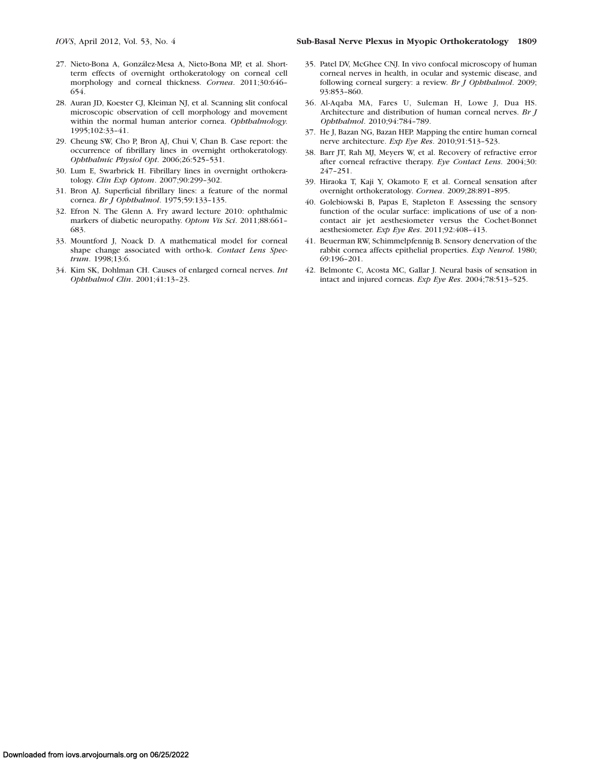27. Nieto-Bona A, González-Mesa A, Nieto-Bona MP, et al. Short-term effects of overnight orthokeratology on corneal cell morphology and corneal thickness. *Cornea*. 2011;30:646–654.
28. Auran JD, Koester CJ, Kleiman NJ, et al. Scanning slit confocal microscopic observation of cell morphology and movement within the normal human anterior cornea. *Ophthalmology*. 1995;102:33–41.
29. Cheung SW, Cho P, Bron AJ, Chui V, Chan B. Case report: the occurrence of fibrillary lines in overnight orthokeratology. *Ophthalmic Physiol Opt*. 2006;26:525–531.
30. Lum E, Swarbrick H. Fibrillary lines in overnight orthokeratology. *Clin Exp Optom*. 2007;90:299–302.
31. Bron AJ. Superficial fibrillary lines: a feature of the normal cornea. *Br J Ophthalmol*. 1975;59:133–135.
32. Efron N. The Glenn A. Fry award lecture 2010: ophthalmic markers of diabetic neuropathy. *Optom Vis Sci*. 2011;88:661–683.
33. Mountford J, Noack D. A mathematical model for corneal shape change associated with ortho-k. *Contact Lens Spectrum*. 1998;13:6.
34. Kim SK, Dohlman CH. Causes of enlarged corneal nerves. *Int Ophthalmol Clin*. 2001;41:13–23.
35. Patel DV, McGhee CNJ. In vivo confocal microscopy of human corneal nerves in health, in ocular and systemic disease, and following corneal surgery: a review. *Br J Ophthalmol*. 2009;93:853–860.
36. Al-Aqaba MA, Fares U, Suleman H, Lowe J, Dua HS. Architecture and distribution of human corneal nerves. *Br J Ophthalmol*. 2010;94:784–789.
37. He J, Bazan NG, Bazan HEP. Mapping the entire human corneal nerve architecture. *Exp Eye Res*. 2010;91:513–523.
38. Barr JT, Rah MJ, Meyers W, et al. Recovery of refractive error after corneal refractive therapy. *Eye Contact Lens*. 2004;30:247–251.
39. Hiraoka T, Kaji Y, Okamoto F, et al. Corneal sensation after overnight orthokeratology. *Cornea*. 2009;28:891–895.
40. Golebiowski B, Papas E, Stapleton F. Assessing the sensory function of the ocular surface: implications of use of a non-contact air jet aesthesiometer versus the Cochet-Bonnet aesthesiometer. *Exp Eye Res*. 2011;92:408–413.
41. Beuerman RW, Schimmelpfennig B. Sensory denervation of the rabbit cornea affects epithelial properties. *Exp Neurol*. 1980;69:196–201.
42. Belmonte C, Acosta MC, Gallar J. Neural basis of sensation in intact and injured corneas. *Exp Eye Res*. 2004;78:513–525.